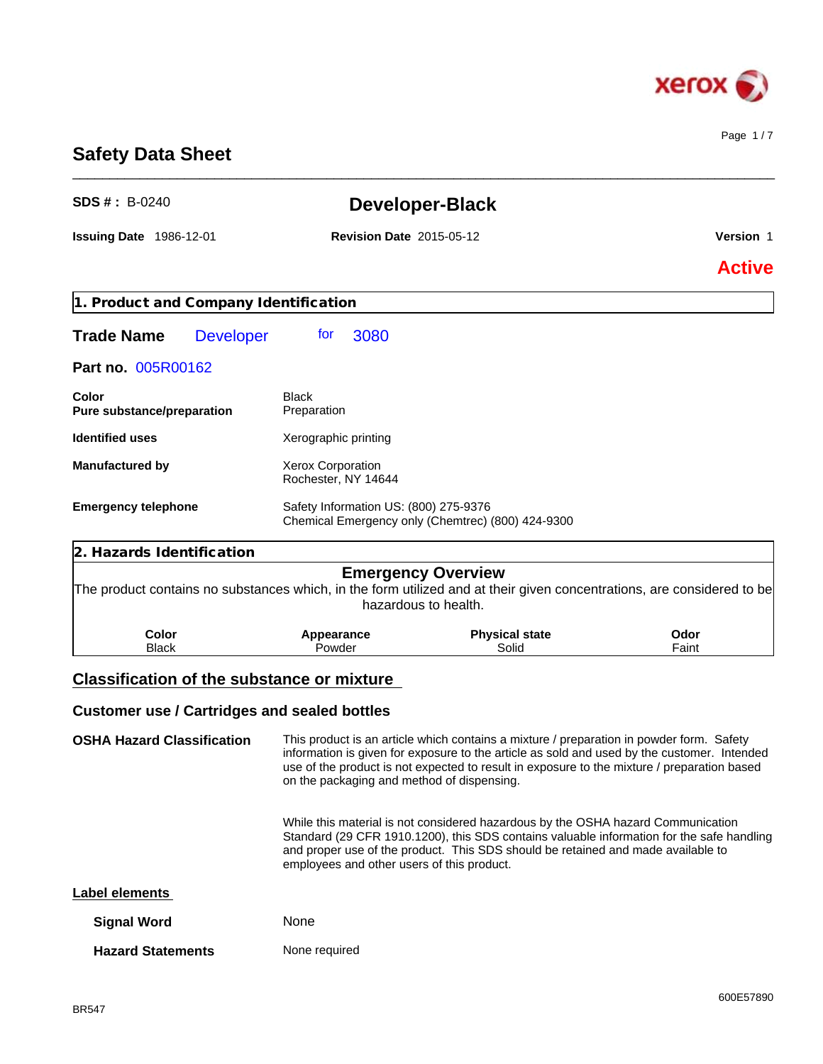# Safety Data Sheet

**SDS # :** B-0240

## Developer-Black

**Issuing Date** 1986-12-01 **Revision Date** 2015-05-12 **Version** 1

**Active**

## 1. Product and Company Identification

**Trade Name** Developer for 3080

**Part no.** 005R00162

| | |
|---|---|
| **Color** | Black |
| **Pure substance/preparation** | Preparation |
| **Identified uses** | Xerographic printing |
| **Manufactured by** | Xerox Corporation<br>Rochester, NY 14644 |
| **Emergency telephone** | Safety Information US: (800) 275-9376<br>Chemical Emergency only (Chemtrec) (800) 424-9300 |

## 2. Hazards Identification

### Emergency Overview

The product contains no substances which, in the form utilized and at their given concentrations, are considered to be hazardous to health.

| Color | Appearance | Physical state | Odor |
|---|---|---|---|
| Black | Powder | Solid | Faint |

### Classification of the substance or mixture

### Customer use / Cartridges and sealed bottles

**OSHA Hazard Classification**

This product is an article which contains a mixture / preparation in powder form. Safety information is given for exposure to the article as sold and used by the customer. Intended use of the product is not expected to result in exposure to the mixture / preparation based on the packaging and method of dispensing.

While this material is not considered hazardous by the OSHA hazard Communication Standard (29 CFR 1910.1200), this SDS contains valuable information for the safe handling and proper use of the product. This SDS should be retained and made available to employees and other users of this product.

### Label elements

**Signal Word** None

**Hazard Statements** None required

BR547 600E57890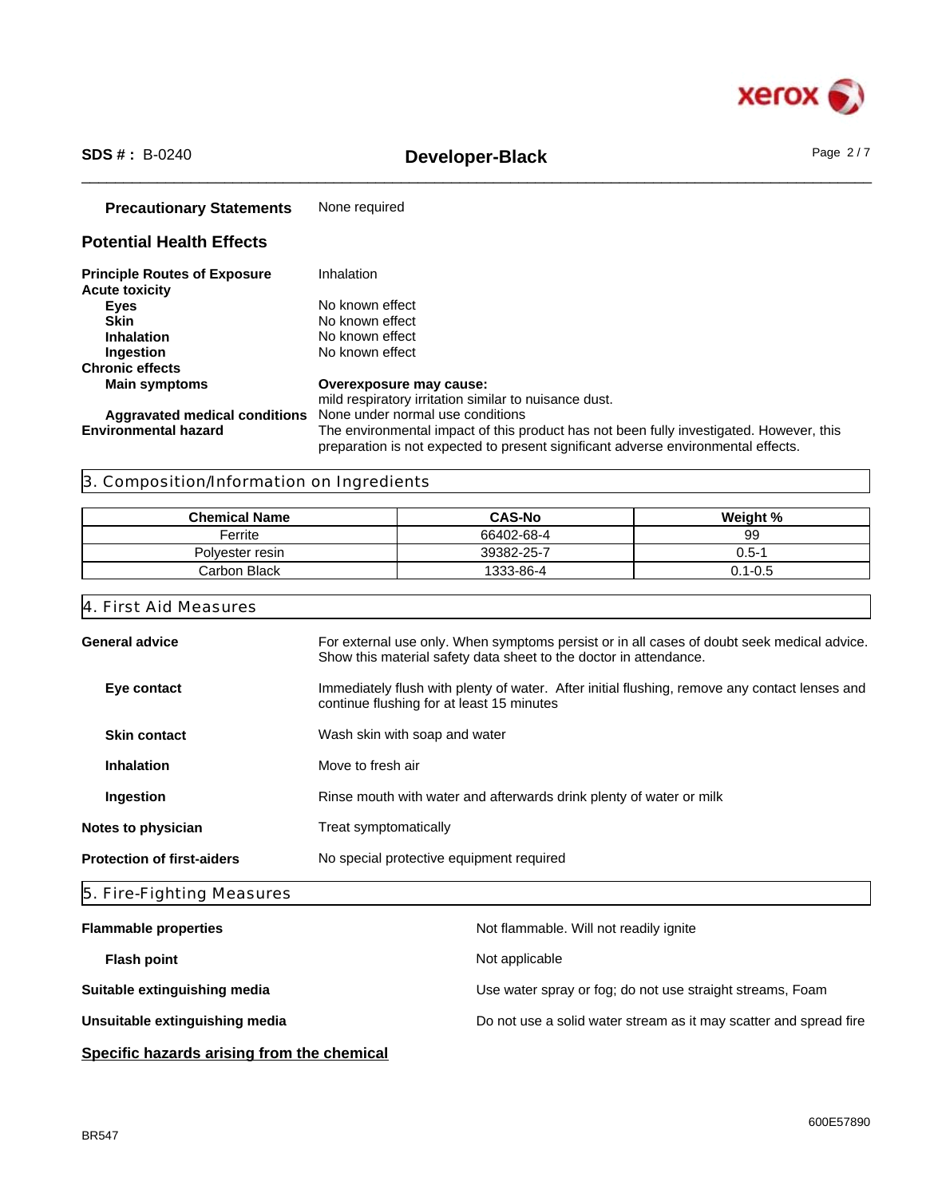**Precautionary Statements** None required

## Potential Health Effects

**Principle Routes of Exposure** Inhalation

**Acute toxicity**

- **Eyes** No known effect
- **Skin** No known effect
- **Inhalation** No known effect
- **Ingestion** No known effect

**Chronic effects**

- **Main symptoms** **Overexposure may cause:** mild respiratory irritation similar to nuisance dust.
- **Aggravated medical conditions** None under normal use conditions

**Environmental hazard** The environmental impact of this product has not been fully investigated. However, this preparation is not expected to present significant adverse environmental effects.

## 3. Composition/Information on Ingredients

| Chemical Name | CAS-No | Weight % |
|---|---|---|
| Ferrite | 66402-68-4 | 99 |
| Polyester resin | 39382-25-7 | 0.5-1 |
| Carbon Black | 1333-86-4 | 0.1-0.5 |

## 4. First Aid Measures

**General advice** For external use only. When symptoms persist or in all cases of doubt seek medical advice. Show this material safety data sheet to the doctor in attendance.

**Eye contact** Immediately flush with plenty of water. After initial flushing, remove any contact lenses and continue flushing for at least 15 minutes

**Skin contact** Wash skin with soap and water

**Inhalation** Move to fresh air

**Ingestion** Rinse mouth with water and afterwards drink plenty of water or milk

**Notes to physician** Treat symptomatically

**Protection of first-aiders** No special protective equipment required

## 5. Fire-Fighting Measures

**Flammable properties** Not flammable. Will not readily ignite

**Flash point** Not applicable

**Suitable extinguishing media** Use water spray or fog; do not use straight streams, Foam

**Unsuitable extinguishing media** Do not use a solid water stream as it may scatter and spread fire

**Specific hazards arising from the chemical**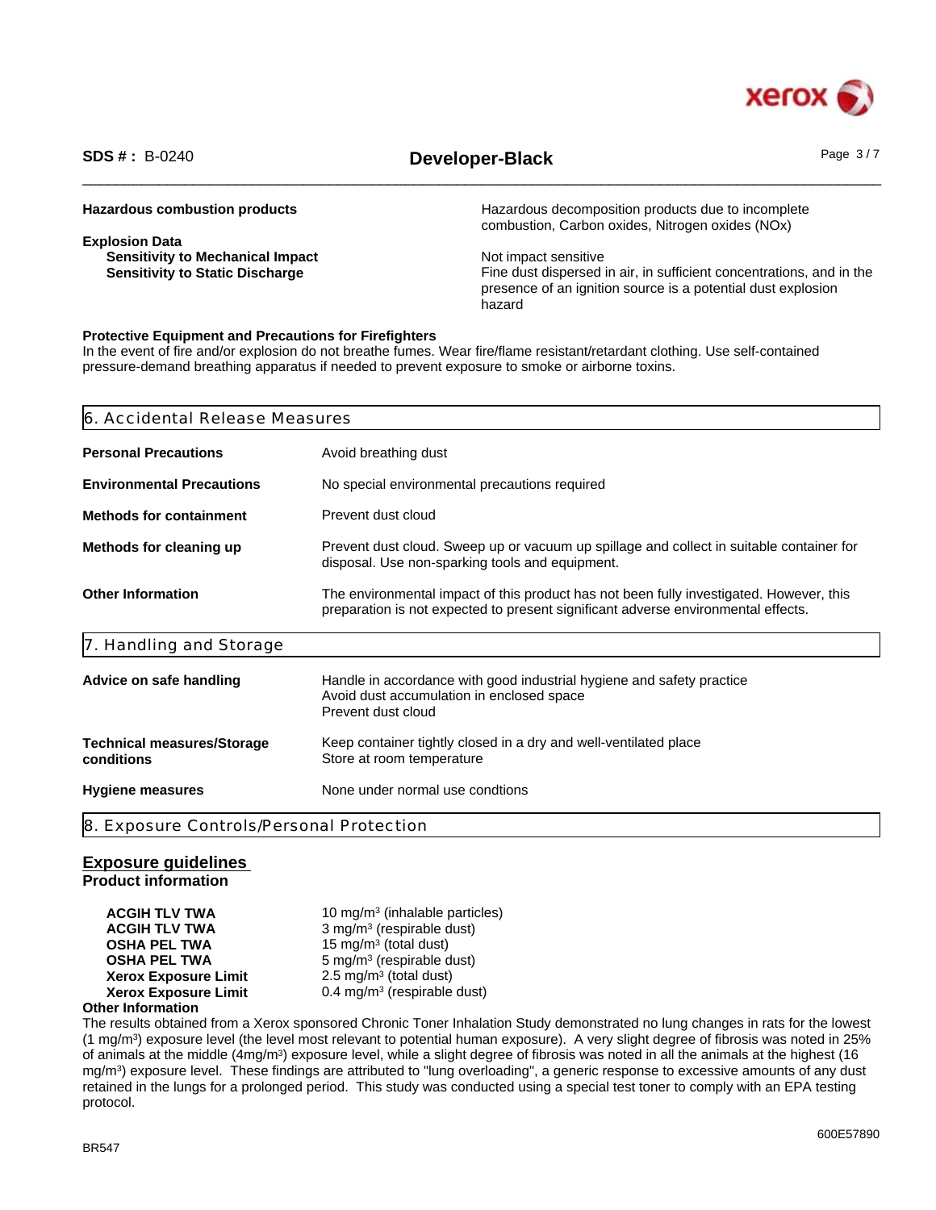**Hazardous combustion products** | Hazardous decomposition products due to incomplete combustion, Carbon oxides, Nitrogen oxides (NOx)

**Explosion Data**

| | |
|---|---|
| **Sensitivity to Mechanical Impact** | Not impact sensitive |
| **Sensitivity to Static Discharge** | Fine dust dispersed in air, in sufficient concentrations, and in the presence of an ignition source is a potential dust explosion hazard |

**Protective Equipment and Precautions for Firefighters**

In the event of fire and/or explosion do not breathe fumes. Wear fire/flame resistant/retardant clothing. Use self-contained pressure-demand breathing apparatus if needed to prevent exposure to smoke or airborne toxins.

## 6. Accidental Release Measures

| | |
|---|---|
| **Personal Precautions** | Avoid breathing dust |
| **Environmental Precautions** | No special environmental precautions required |
| **Methods for containment** | Prevent dust cloud |
| **Methods for cleaning up** | Prevent dust cloud. Sweep up or vacuum up spillage and collect in suitable container for disposal. Use non-sparking tools and equipment. |
| **Other Information** | The environmental impact of this product has not been fully investigated. However, this preparation is not expected to present significant adverse environmental effects. |

## 7. Handling and Storage

| | |
|---|---|
| **Advice on safe handling** | Handle in accordance with good industrial hygiene and safety practice<br>Avoid dust accumulation in enclosed space<br>Prevent dust cloud |
| **Technical measures/Storage conditions** | Keep container tightly closed in a dry and well-ventilated place<br>Store at room temperature |
| **Hygiene measures** | None under normal use condtions |

## 8. Exposure Controls/Personal Protection

### Exposure guidelines

**Product information**

| | |
|---|---|
| **ACGIH TLV TWA** | 10 mg/m³ (inhalable particles) |
| **ACGIH TLV TWA** | 3 mg/m³ (respirable dust) |
| **OSHA PEL TWA** | 15 mg/m³ (total dust) |
| **OSHA PEL TWA** | 5 mg/m³ (respirable dust) |
| **Xerox Exposure Limit** | 2.5 mg/m³ (total dust) |
| **Xerox Exposure Limit** | 0.4 mg/m³ (respirable dust) |

**Other Information**

The results obtained from a Xerox sponsored Chronic Toner Inhalation Study demonstrated no lung changes in rats for the lowest (1 mg/m³) exposure level (the level most relevant to potential human exposure). A very slight degree of fibrosis was noted in 25% of animals at the middle (4mg/m³) exposure level, while a slight degree of fibrosis was noted in all the animals at the highest (16 mg/m³) exposure level. These findings are attributed to "lung overloading", a generic response to excessive amounts of any dust retained in the lungs for a prolonged period. This study was conducted using a special test toner to comply with an EPA testing protocol.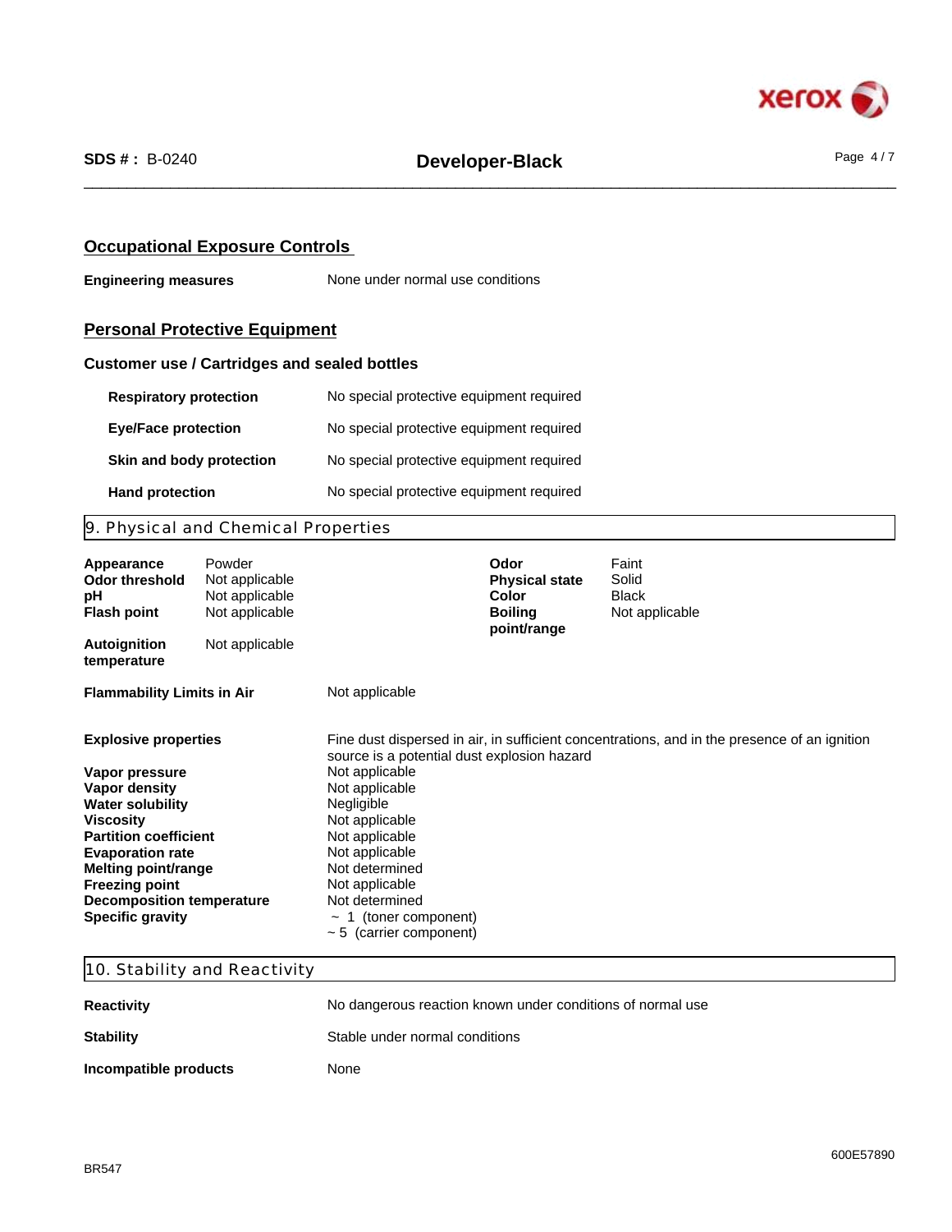## Occupational Exposure Controls

**Engineering measures** None under normal use conditions

## Personal Protective Equipment

### Customer use / Cartridges and sealed bottles

| | |
|---|---|
| **Respiratory protection** | No special protective equipment required |
| **Eye/Face protection** | No special protective equipment required |
| **Skin and body protection** | No special protective equipment required |
| **Hand protection** | No special protective equipment required |

## 9. Physical and Chemical Properties

| | | | |
|---|---|---|---|
| **Appearance** | Powder | **Odor** | Faint |
| **Odor threshold** | Not applicable | **Physical state** | Solid |
| **pH** | Not applicable | **Color** | Black |
| **Flash point** | Not applicable | **Boiling point/range** | Not applicable |
| **Autoignition temperature** | Not applicable | | |

| | |
|---|---|
| **Flammability Limits in Air** | Not applicable |
| **Explosive properties** | Fine dust dispersed in air, in sufficient concentrations, and in the presence of an ignition source is a potential dust explosion hazard |
| **Vapor pressure** | Not applicable |
| **Vapor density** | Not applicable |
| **Water solubility** | Negligible |
| **Viscosity** | Not applicable |
| **Partition coefficient** | Not applicable |
| **Evaporation rate** | Not applicable |
| **Melting point/range** | Not determined |
| **Freezing point** | Not applicable |
| **Decomposition temperature** | Not determined |
| **Specific gravity** | ~ 1 (toner component)<br>~ 5 (carrier component) |

## 10. Stability and Reactivity

| | |
|---|---|
| **Reactivity** | No dangerous reaction known under conditions of normal use |
| **Stability** | Stable under normal conditions |
| **Incompatible products** | None |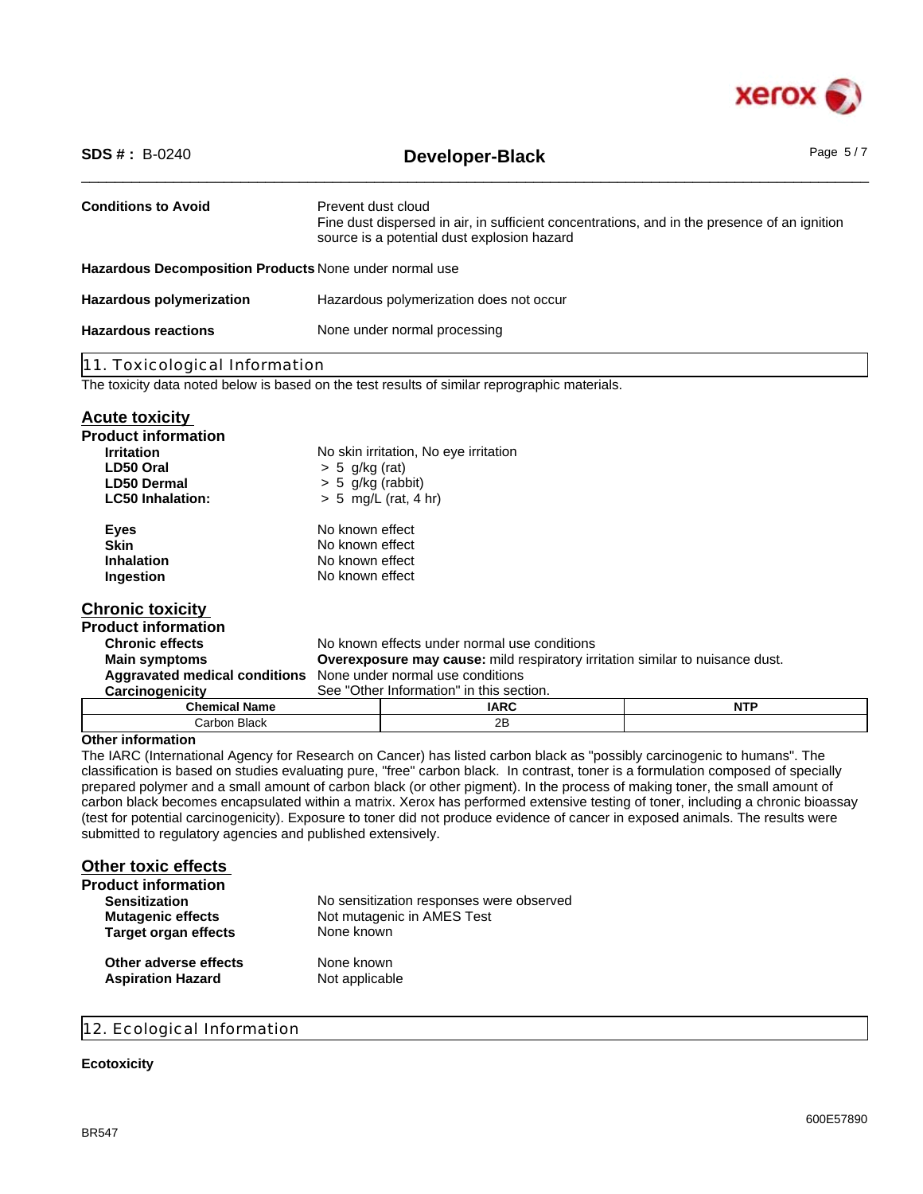**Conditions to Avoid** Prevent dust cloud
Fine dust dispersed in air, in sufficient concentrations, and in the presence of an ignition source is a potential dust explosion hazard

**Hazardous Decomposition Products** None under normal use

**Hazardous polymerization** Hazardous polymerization does not occur

**Hazardous reactions** None under normal processing

## 11. Toxicological Information

The toxicity data noted below is based on the test results of similar reprographic materials.

### Acute toxicity

**Product information**

**Irritation** No skin irritation, No eye irritation
**LD50 Oral** > 5 g/kg (rat)
**LD50 Dermal** > 5 g/kg (rabbit)
**LC50 Inhalation:** > 5 mg/L (rat, 4 hr)

**Eyes** No known effect
**Skin** No known effect
**Inhalation** No known effect
**Ingestion** No known effect

### Chronic toxicity

**Product information**

**Chronic effects** No known effects under normal use conditions
**Main symptoms** **Overexposure may cause:** mild respiratory irritation similar to nuisance dust.
**Aggravated medical conditions** None under normal use conditions
**Carcinogenicity** See "Other Information" in this section.

| Chemical Name | IARC | NTP |
|---|---|---|
| Carbon Black | 2B | |

**Other information**

The IARC (International Agency for Research on Cancer) has listed carbon black as "possibly carcinogenic to humans". The classification is based on studies evaluating pure, "free" carbon black. In contrast, toner is a formulation composed of specially prepared polymer and a small amount of carbon black (or other pigment). In the process of making toner, the small amount of carbon black becomes encapsulated within a matrix. Xerox has performed extensive testing of toner, including a chronic bioassay (test for potential carcinogenicity). Exposure to toner did not produce evidence of cancer in exposed animals. The results were submitted to regulatory agencies and published extensively.

### Other toxic effects

**Product information**

**Sensitization** No sensitization responses were observed
**Mutagenic effects** Not mutagenic in AMES Test
**Target organ effects** None known

**Other adverse effects** None known
**Aspiration Hazard** Not applicable

## 12. Ecological Information

**Ecotoxicity**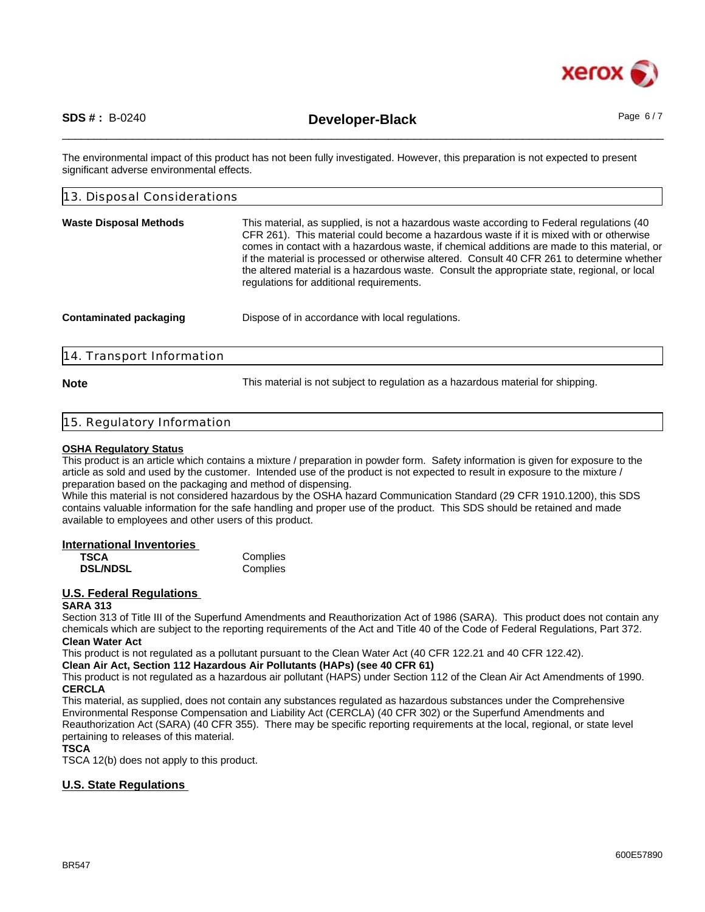The environmental impact of this product has not been fully investigated. However, this preparation is not expected to present significant adverse environmental effects.

## 13. Disposal Considerations

**Waste Disposal Methods**

This material, as supplied, is not a hazardous waste according to Federal regulations (40 CFR 261). This material could become a hazardous waste if it is mixed with or otherwise comes in contact with a hazardous waste, if chemical additions are made to this material, or if the material is processed or otherwise altered. Consult 40 CFR 261 to determine whether the altered material is a hazardous waste. Consult the appropriate state, regional, or local regulations for additional requirements.

**Contaminated packaging**

Dispose of in accordance with local regulations.

## 14. Transport Information

**Note**

This material is not subject to regulation as a hazardous material for shipping.

## 15. Regulatory Information

### OSHA Regulatory Status

This product is an article which contains a mixture / preparation in powder form. Safety information is given for exposure to the article as sold and used by the customer. Intended use of the product is not expected to result in exposure to the mixture / preparation based on the packaging and method of dispensing.
While this material is not considered hazardous by the OSHA hazard Communication Standard (29 CFR 1910.1200), this SDS contains valuable information for the safe handling and proper use of the product. This SDS should be retained and made available to employees and other users of this product.

### International Inventories

| | |
|---|---|
| **TSCA** | Complies |
| **DSL/NDSL** | Complies |

### U.S. Federal Regulations

**SARA 313**

Section 313 of Title III of the Superfund Amendments and Reauthorization Act of 1986 (SARA). This product does not contain any chemicals which are subject to the reporting requirements of the Act and Title 40 of the Code of Federal Regulations, Part 372.

**Clean Water Act**

This product is not regulated as a pollutant pursuant to the Clean Water Act (40 CFR 122.21 and 40 CFR 122.42).

**Clean Air Act, Section 112 Hazardous Air Pollutants (HAPs) (see 40 CFR 61)**

This product is not regulated as a hazardous air pollutant (HAPS) under Section 112 of the Clean Air Act Amendments of 1990.

**CERCLA**

This material, as supplied, does not contain any substances regulated as hazardous substances under the Comprehensive Environmental Response Compensation and Liability Act (CERCLA) (40 CFR 302) or the Superfund Amendments and Reauthorization Act (SARA) (40 CFR 355). There may be specific reporting requirements at the local, regional, or state level pertaining to releases of this material.

**TSCA**

TSCA 12(b) does not apply to this product.

### U.S. State Regulations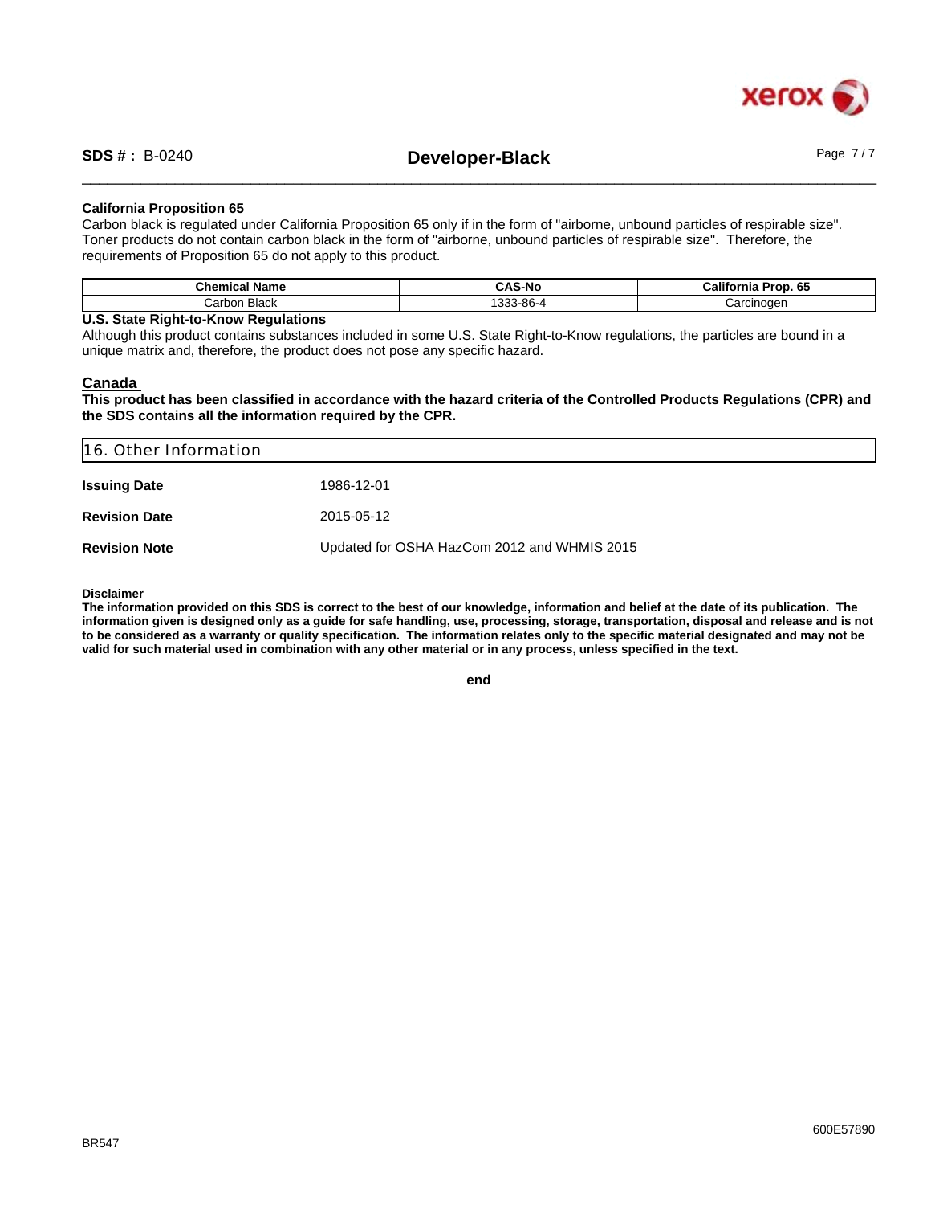### California Proposition 65

Carbon black is regulated under California Proposition 65 only if in the form of "airborne, unbound particles of respirable size". Toner products do not contain carbon black in the form of "airborne, unbound particles of respirable size". Therefore, the requirements of Proposition 65 do not apply to this product.

| Chemical Name | CAS-No | California Prop. 65 |
|---|---|---|
| Carbon Black | 1333-86-4 | Carcinogen |

### U.S. State Right-to-Know Regulations

Although this product contains substances included in some U.S. State Right-to-Know regulations, the particles are bound in a unique matrix and, therefore, the product does not pose any specific hazard.

### Canada

**This product has been classified in accordance with the hazard criteria of the Controlled Products Regulations (CPR) and the SDS contains all the information required by the CPR.**

## 16. Other Information

| | |
|---|---|
| **Issuing Date** | 1986-12-01 |
| **Revision Date** | 2015-05-12 |
| **Revision Note** | Updated for OSHA HazCom 2012 and WHMIS 2015 |

**Disclaimer**

**The information provided on this SDS is correct to the best of our knowledge, information and belief at the date of its publication. The information given is designed only as a guide for safe handling, use, processing, storage, transportation, disposal and release and is not to be considered as a warranty or quality specification. The information relates only to the specific material designated and may not be valid for such material used in combination with any other material or in any process, unless specified in the text.**

**end**